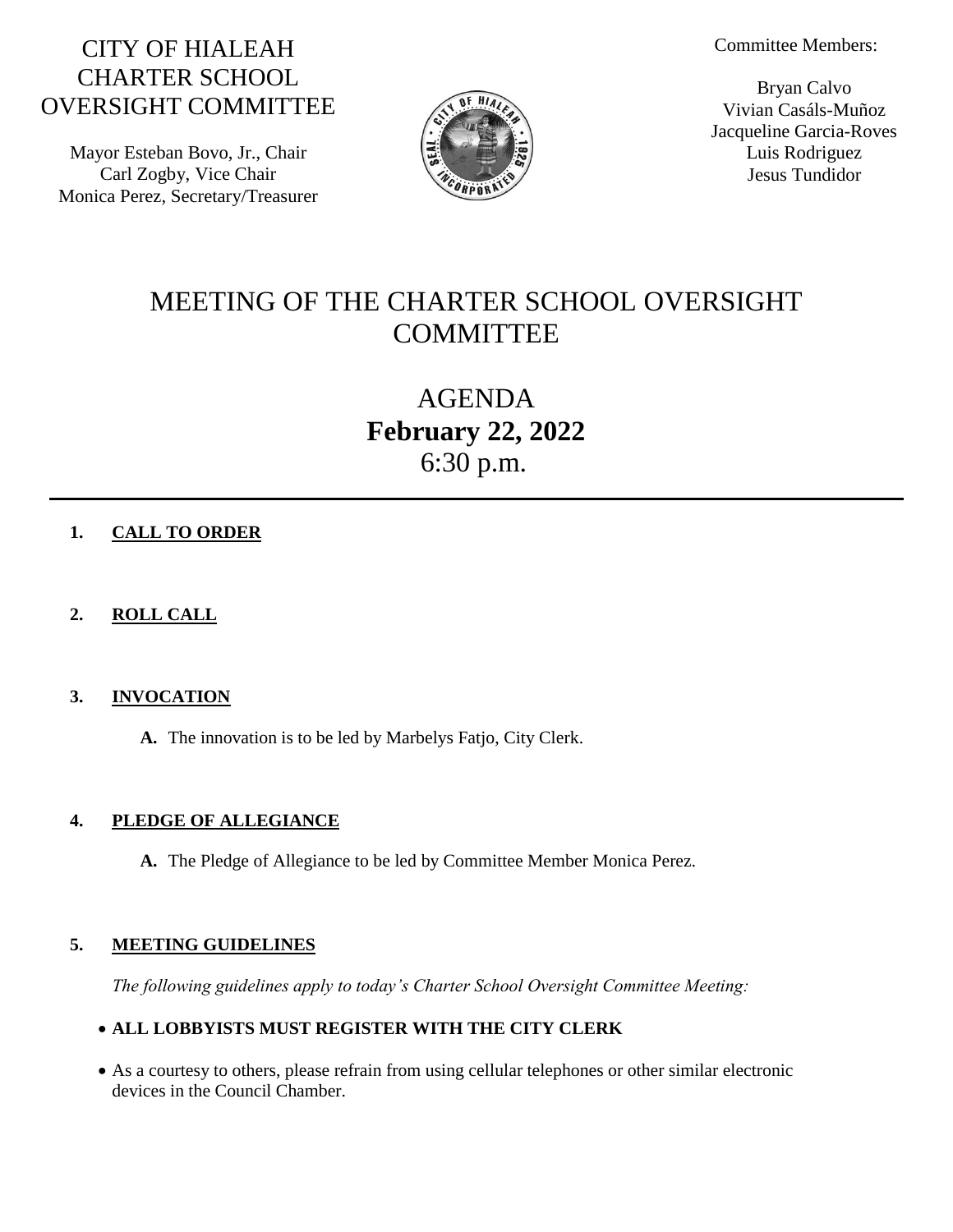# CITY OF HIALEAH CHARTER SCHOOL OVERSIGHT COMMITTEE

Mayor Esteban Bovo, Jr., Chair
Carl Zogby, Vice Chair
Monica Perez, Secretary/Treasurer

Committee Members:

Bryan Calvo
Vivian Casáls-Muñoz
Jacqueline Garcia-Roves
Luis Rodriguez
Jesus Tundidor

# MEETING OF THE CHARTER SCHOOL OVERSIGHT COMMITTEE

## AGENDA
## **February 22, 2022**
## 6:30 p.m.

---

**1. CALL TO ORDER**

**2. ROLL CALL**

**3. INVOCATION**

**A.** The innovation is to be led by Marbelys Fatjo, City Clerk.

**4. PLEDGE OF ALLEGIANCE**

**A.** The Pledge of Allegiance to be led by Committee Member Monica Perez.

**5. MEETING GUIDELINES**

*The following guidelines apply to today's Charter School Oversight Committee Meeting:*

- **ALL LOBBYISTS MUST REGISTER WITH THE CITY CLERK**
- As a courtesy to others, please refrain from using cellular telephones or other similar electronic devices in the Council Chamber.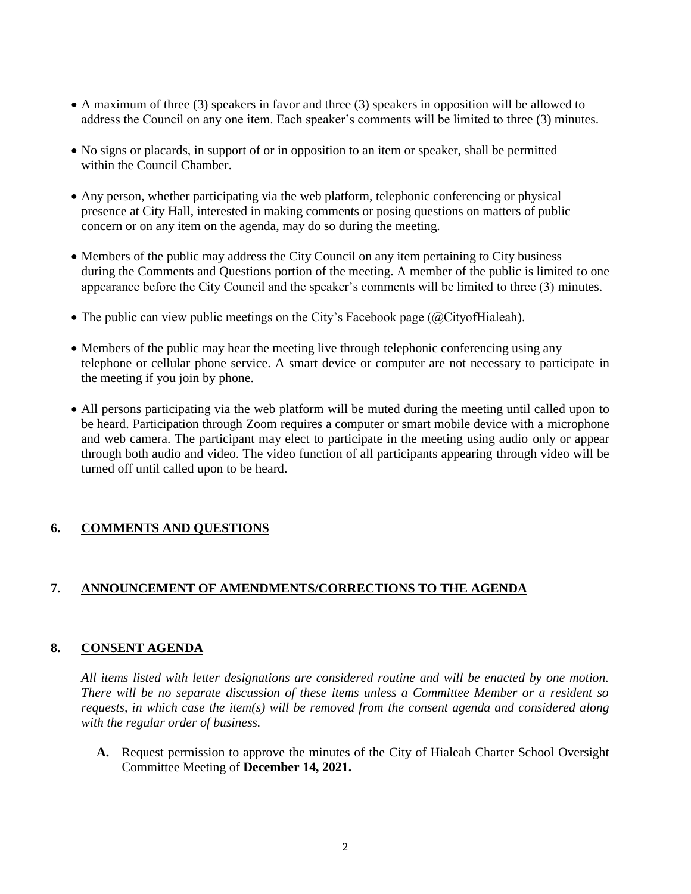- A maximum of three (3) speakers in favor and three (3) speakers in opposition will be allowed to address the Council on any one item. Each speaker's comments will be limited to three (3) minutes.

- No signs or placards, in support of or in opposition to an item or speaker, shall be permitted within the Council Chamber.

- Any person, whether participating via the web platform, telephonic conferencing or physical presence at City Hall, interested in making comments or posing questions on matters of public concern or on any item on the agenda, may do so during the meeting.

- Members of the public may address the City Council on any item pertaining to City business during the Comments and Questions portion of the meeting. A member of the public is limited to one appearance before the City Council and the speaker's comments will be limited to three (3) minutes.

- The public can view public meetings on the City's Facebook page (@CityofHialeah).

- Members of the public may hear the meeting live through telephonic conferencing using any telephone or cellular phone service. A smart device or computer are not necessary to participate in the meeting if you join by phone.

- All persons participating via the web platform will be muted during the meeting until called upon to be heard. Participation through Zoom requires a computer or smart mobile device with a microphone and web camera. The participant may elect to participate in the meeting using audio only or appear through both audio and video. The video function of all participants appearing through video will be turned off until called upon to be heard.

## 6. COMMENTS AND QUESTIONS

## 7. ANNOUNCEMENT OF AMENDMENTS/CORRECTIONS TO THE AGENDA

## 8. CONSENT AGENDA

*All items listed with letter designations are considered routine and will be enacted by one motion. There will be no separate discussion of these items unless a Committee Member or a resident so requests, in which case the item(s) will be removed from the consent agenda and considered along with the regular order of business.*

**A.** Request permission to approve the minutes of the City of Hialeah Charter School Oversight Committee Meeting of **December 14, 2021.**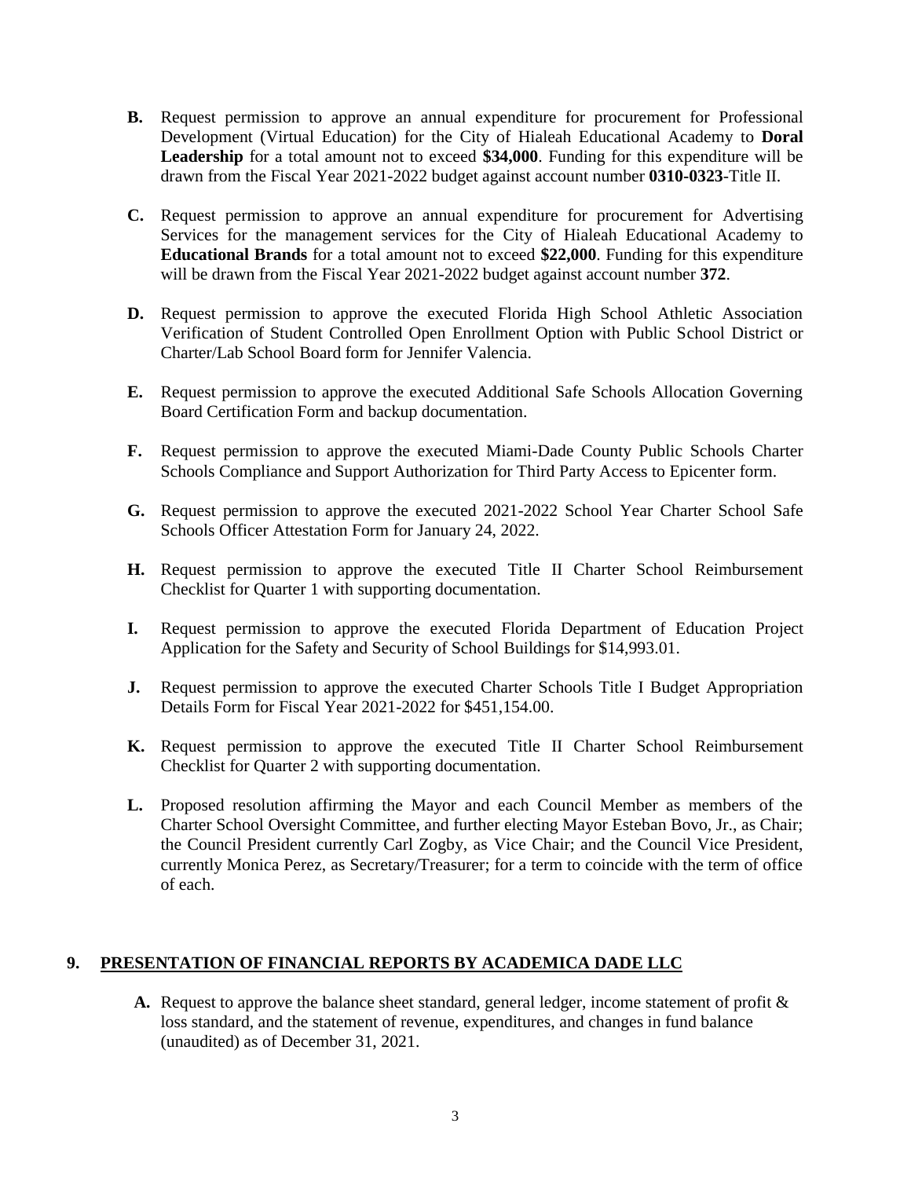**B.** Request permission to approve an annual expenditure for procurement for Professional Development (Virtual Education) for the City of Hialeah Educational Academy to **Doral Leadership** for a total amount not to exceed **$34,000**. Funding for this expenditure will be drawn from the Fiscal Year 2021-2022 budget against account number **0310-0323**-Title II.

**C.** Request permission to approve an annual expenditure for procurement for Advertising Services for the management services for the City of Hialeah Educational Academy to **Educational Brands** for a total amount not to exceed **$22,000**. Funding for this expenditure will be drawn from the Fiscal Year 2021-2022 budget against account number **372**.

**D.** Request permission to approve the executed Florida High School Athletic Association Verification of Student Controlled Open Enrollment Option with Public School District or Charter/Lab School Board form for Jennifer Valencia.

**E.** Request permission to approve the executed Additional Safe Schools Allocation Governing Board Certification Form and backup documentation.

**F.** Request permission to approve the executed Miami-Dade County Public Schools Charter Schools Compliance and Support Authorization for Third Party Access to Epicenter form.

**G.** Request permission to approve the executed 2021-2022 School Year Charter School Safe Schools Officer Attestation Form for January 24, 2022.

**H.** Request permission to approve the executed Title II Charter School Reimbursement Checklist for Quarter 1 with supporting documentation.

**I.** Request permission to approve the executed Florida Department of Education Project Application for the Safety and Security of School Buildings for $14,993.01.

**J.** Request permission to approve the executed Charter Schools Title I Budget Appropriation Details Form for Fiscal Year 2021-2022 for $451,154.00.

**K.** Request permission to approve the executed Title II Charter School Reimbursement Checklist for Quarter 2 with supporting documentation.

**L.** Proposed resolution affirming the Mayor and each Council Member as members of the Charter School Oversight Committee, and further electing Mayor Esteban Bovo, Jr., as Chair; the Council President currently Carl Zogby, as Vice Chair; and the Council Vice President, currently Monica Perez, as Secretary/Treasurer; for a term to coincide with the term of office of each.

## 9. PRESENTATION OF FINANCIAL REPORTS BY ACADEMICA DADE LLC

**A.** Request to approve the balance sheet standard, general ledger, income statement of profit & loss standard, and the statement of revenue, expenditures, and changes in fund balance (unaudited) as of December 31, 2021.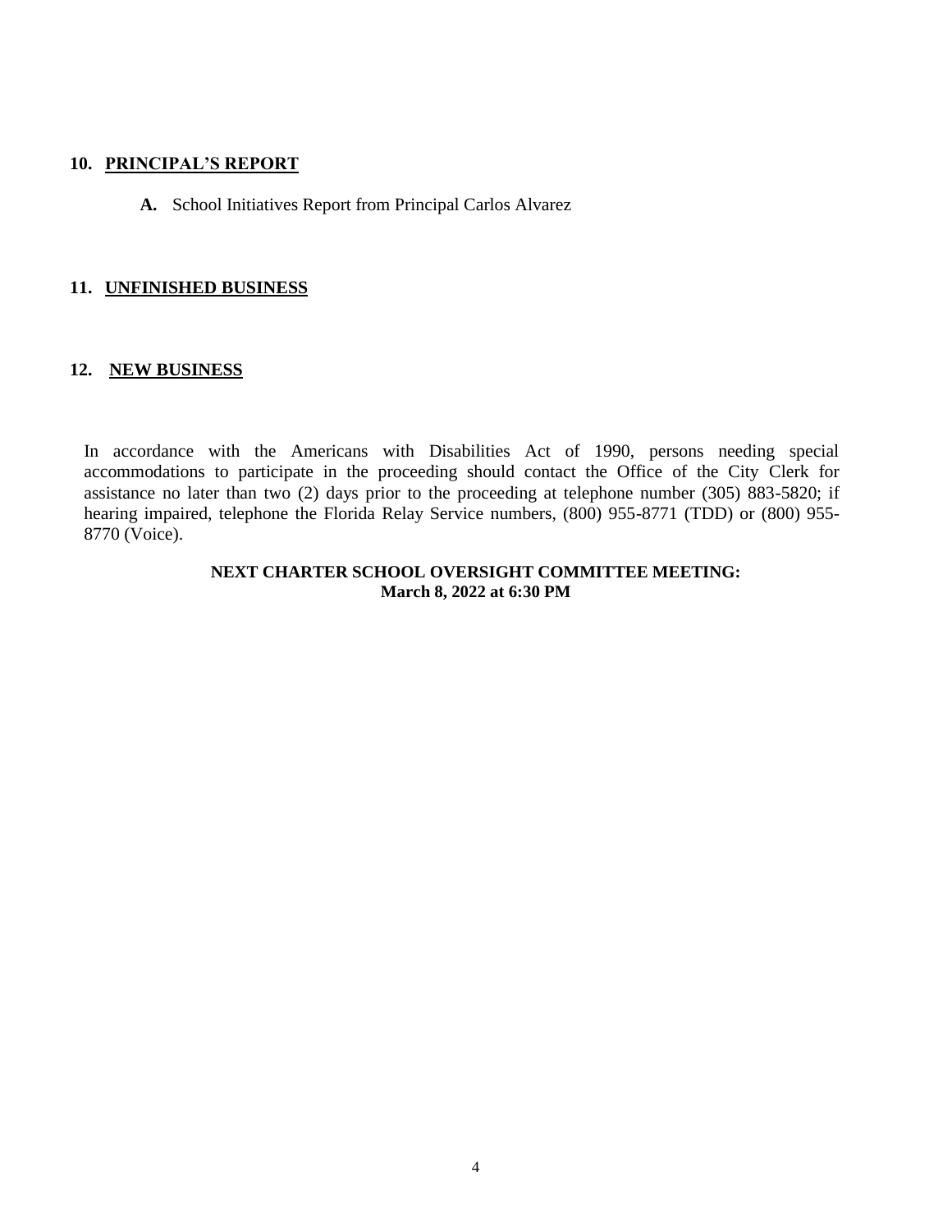## 10. PRINCIPAL'S REPORT

**A.** School Initiatives Report from Principal Carlos Alvarez

## 11. UNFINISHED BUSINESS

## 12. NEW BUSINESS

In accordance with the Americans with Disabilities Act of 1990, persons needing special accommodations to participate in the proceeding should contact the Office of the City Clerk for assistance no later than two (2) days prior to the proceeding at telephone number (305) 883-5820; if hearing impaired, telephone the Florida Relay Service numbers, (800) 955-8771 (TDD) or (800) 955-8770 (Voice).

**NEXT CHARTER SCHOOL OVERSIGHT COMMITTEE MEETING:**
**March 8, 2022 at 6:30 PM**